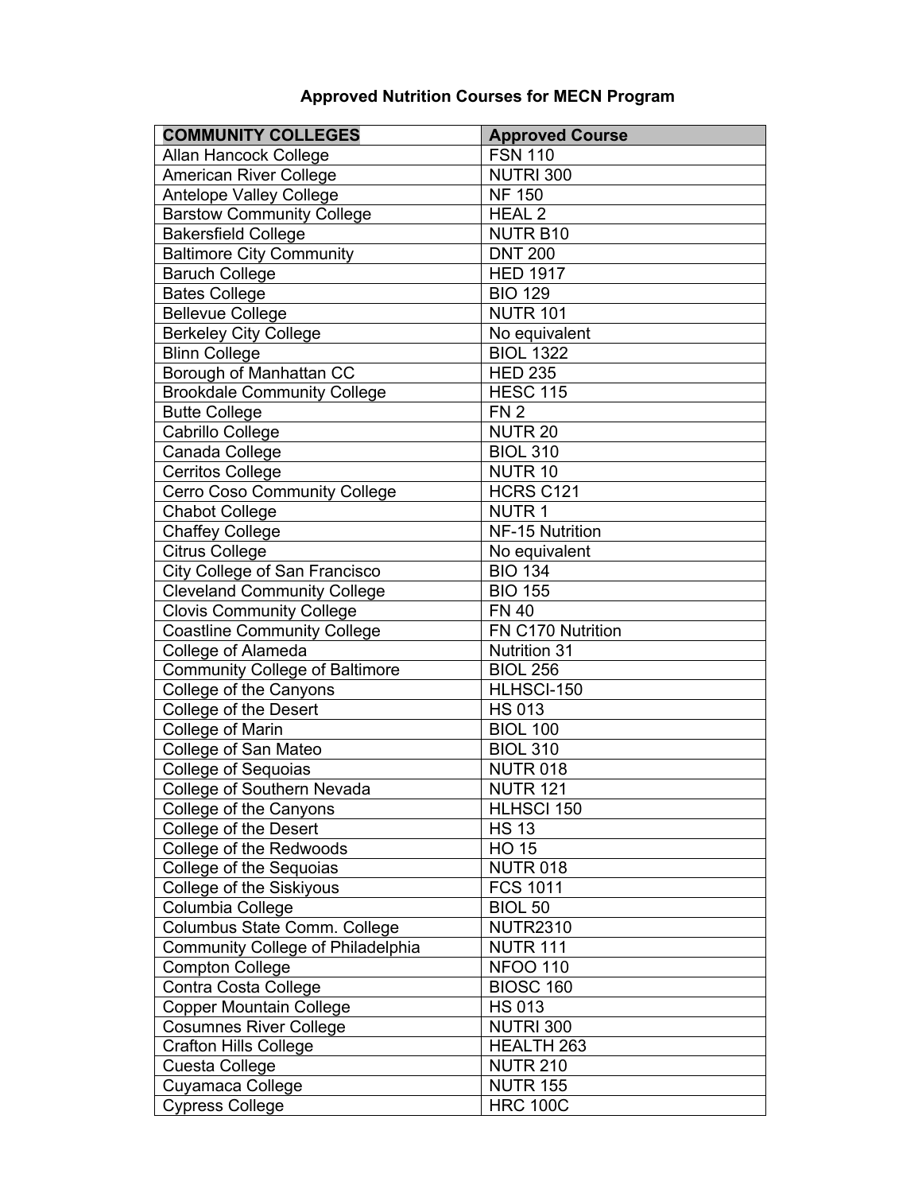# Approved Nutrition Courses for MECN Program

| COMMUNITY COLLEGES | Approved Course |
|---|---|
| Allan Hancock College | FSN 110 |
| American River College | NUTRI 300 |
| Antelope Valley College | NF 150 |
| Barstow Community College | HEAL 2 |
| Bakersfield College | NUTR B10 |
| Baltimore City Community | DNT 200 |
| Baruch College | HED 1917 |
| Bates College | BIO 129 |
| Bellevue College | NUTR 101 |
| Berkeley City College | No equivalent |
| Blinn College | BIOL 1322 |
| Borough of Manhattan CC | HED 235 |
| Brookdale Community College | HESC 115 |
| Butte College | FN 2 |
| Cabrillo College | NUTR 20 |
| Canada College | BIOL 310 |
| Cerritos College | NUTR 10 |
| Cerro Coso Community College | HCRS C121 |
| Chabot College | NUTR 1 |
| Chaffey College | NF-15 Nutrition |
| Citrus College | No equivalent |
| City College of San Francisco | BIO 134 |
| Cleveland Community College | BIO 155 |
| Clovis Community College | FN 40 |
| Coastline Community College | FN C170 Nutrition |
| College of Alameda | Nutrition 31 |
| Community College of Baltimore | BIOL 256 |
| College of the Canyons | HLHSCI-150 |
| College of the Desert | HS 013 |
| College of Marin | BIOL 100 |
| College of San Mateo | BIOL 310 |
| College of Sequoias | NUTR 018 |
| College of Southern Nevada | NUTR 121 |
| College of the Canyons | HLHSCI 150 |
| College of the Desert | HS 13 |
| College of the Redwoods | HO 15 |
| College of the Sequoias | NUTR 018 |
| College of the Siskiyous | FCS 1011 |
| Columbia College | BIOL 50 |
| Columbus State Comm. College | NUTR2310 |
| Community College of Philadelphia | NUTR 111 |
| Compton College | NFOO 110 |
| Contra Costa College | BIOSC 160 |
| Copper Mountain College | HS 013 |
| Cosumnes River College | NUTRI 300 |
| Crafton Hills College | HEALTH 263 |
| Cuesta College | NUTR 210 |
| Cuyamaca College | NUTR 155 |
| Cypress College | HRC 100C |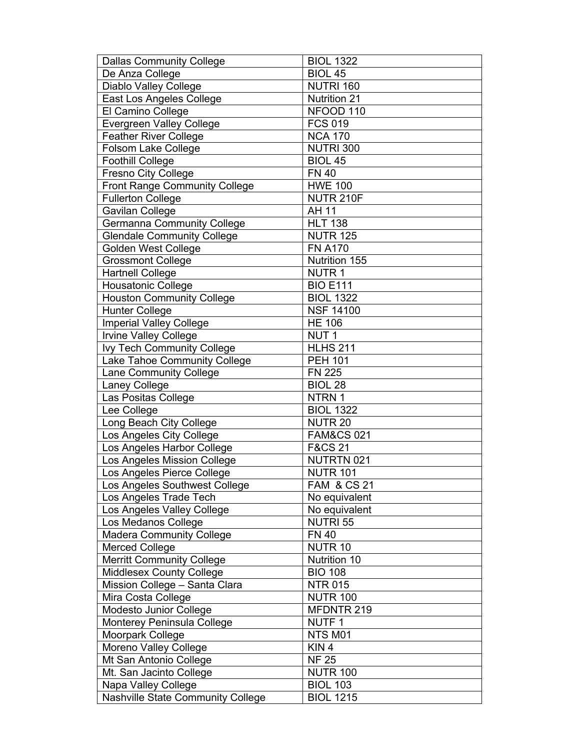| | |
|---|---|
| Dallas Community College | BIOL 1322 |
| De Anza College | BIOL 45 |
| Diablo Valley College | NUTRI 160 |
| East Los Angeles College | Nutrition 21 |
| El Camino College | NFOOD 110 |
| Evergreen Valley College | FCS 019 |
| Feather River College | NCA 170 |
| Folsom Lake College | NUTRI 300 |
| Foothill College | BIOL 45 |
| Fresno City College | FN 40 |
| Front Range Community College | HWE 100 |
| Fullerton College | NUTR 210F |
| Gavilan College | AH 11 |
| Germanna Community College | HLT 138 |
| Glendale Community College | NUTR 125 |
| Golden West College | FN A170 |
| Grossmont College | Nutrition 155 |
| Hartnell College | NUTR 1 |
| Housatonic College | BIO E111 |
| Houston Community College | BIOL 1322 |
| Hunter College | NSF 14100 |
| Imperial Valley College | HE 106 |
| Irvine Valley College | NUT 1 |
| Ivy Tech Community College | HLHS 211 |
| Lake Tahoe Community College | PEH 101 |
| Lane Community College | FN 225 |
| Laney College | BIOL 28 |
| Las Positas College | NTRN 1 |
| Lee College | BIOL 1322 |
| Long Beach City College | NUTR 20 |
| Los Angeles City College | FAM&CS 021 |
| Los Angeles Harbor College | F&CS 21 |
| Los Angeles Mission College | NUTRTN 021 |
| Los Angeles Pierce College | NUTR 101 |
| Los Angeles Southwest College | FAM & CS 21 |
| Los Angeles Trade Tech | No equivalent |
| Los Angeles Valley College | No equivalent |
| Los Medanos College | NUTRI 55 |
| Madera Community College | FN 40 |
| Merced College | NUTR 10 |
| Merritt Community College | Nutrition 10 |
| Middlesex County College | BIO 108 |
| Mission College – Santa Clara | NTR 015 |
| Mira Costa College | NUTR 100 |
| Modesto Junior College | MFDNTR 219 |
| Monterey Peninsula College | NUTF 1 |
| Moorpark College | NTS M01 |
| Moreno Valley College | KIN 4 |
| Mt San Antonio College | NF 25 |
| Mt. San Jacinto College | NUTR 100 |
| Napa Valley College | BIOL 103 |
| Nashville State Community College | BIOL 1215 |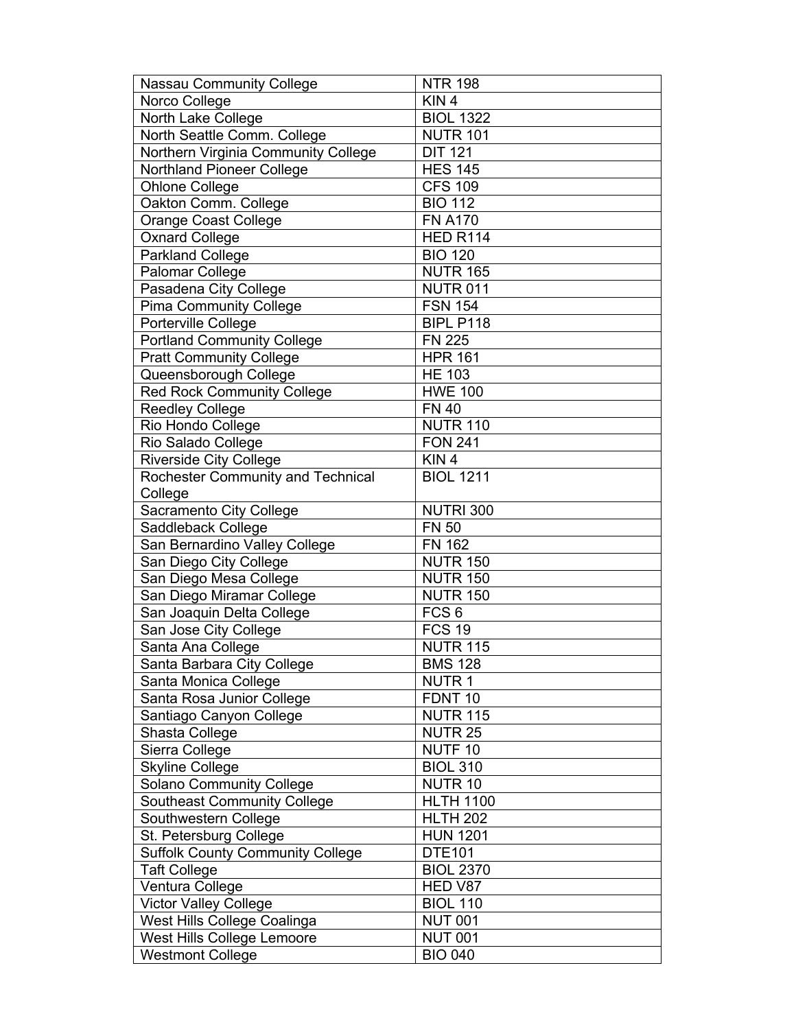| | |
|---|---|
| Nassau Community College | NTR 198 |
| Norco College | KIN 4 |
| North Lake College | BIOL 1322 |
| North Seattle Comm. College | NUTR 101 |
| Northern Virginia Community College | DIT 121 |
| Northland Pioneer College | HES 145 |
| Ohlone College | CFS 109 |
| Oakton Comm. College | BIO 112 |
| Orange Coast College | FN A170 |
| Oxnard College | HED R114 |
| Parkland College | BIO 120 |
| Palomar College | NUTR 165 |
| Pasadena City College | NUTR 011 |
| Pima Community College | FSN 154 |
| Porterville College | BIPL P118 |
| Portland Community College | FN 225 |
| Pratt Community College | HPR 161 |
| Queensborough College | HE 103 |
| Red Rock Community College | HWE 100 |
| Reedley College | FN 40 |
| Rio Hondo College | NUTR 110 |
| Rio Salado College | FON 241 |
| Riverside City College | KIN 4 |
| Rochester Community and Technical College | BIOL 1211 |
| Sacramento City College | NUTRI 300 |
| Saddleback College | FN 50 |
| San Bernardino Valley College | FN 162 |
| San Diego City College | NUTR 150 |
| San Diego Mesa College | NUTR 150 |
| San Diego Miramar College | NUTR 150 |
| San Joaquin Delta College | FCS 6 |
| San Jose City College | FCS 19 |
| Santa Ana College | NUTR 115 |
| Santa Barbara City College | BMS 128 |
| Santa Monica College | NUTR 1 |
| Santa Rosa Junior College | FDNT 10 |
| Santiago Canyon College | NUTR 115 |
| Shasta College | NUTR 25 |
| Sierra College | NUTF 10 |
| Skyline College | BIOL 310 |
| Solano Community College | NUTR 10 |
| Southeast Community College | HLTH 1100 |
| Southwestern College | HLTH 202 |
| St. Petersburg College | HUN 1201 |
| Suffolk County Community College | DTE101 |
| Taft College | BIOL 2370 |
| Ventura College | HED V87 |
| Victor Valley College | BIOL 110 |
| West Hills College Coalinga | NUT 001 |
| West Hills College Lemoore | NUT 001 |
| Westmont College | BIO 040 |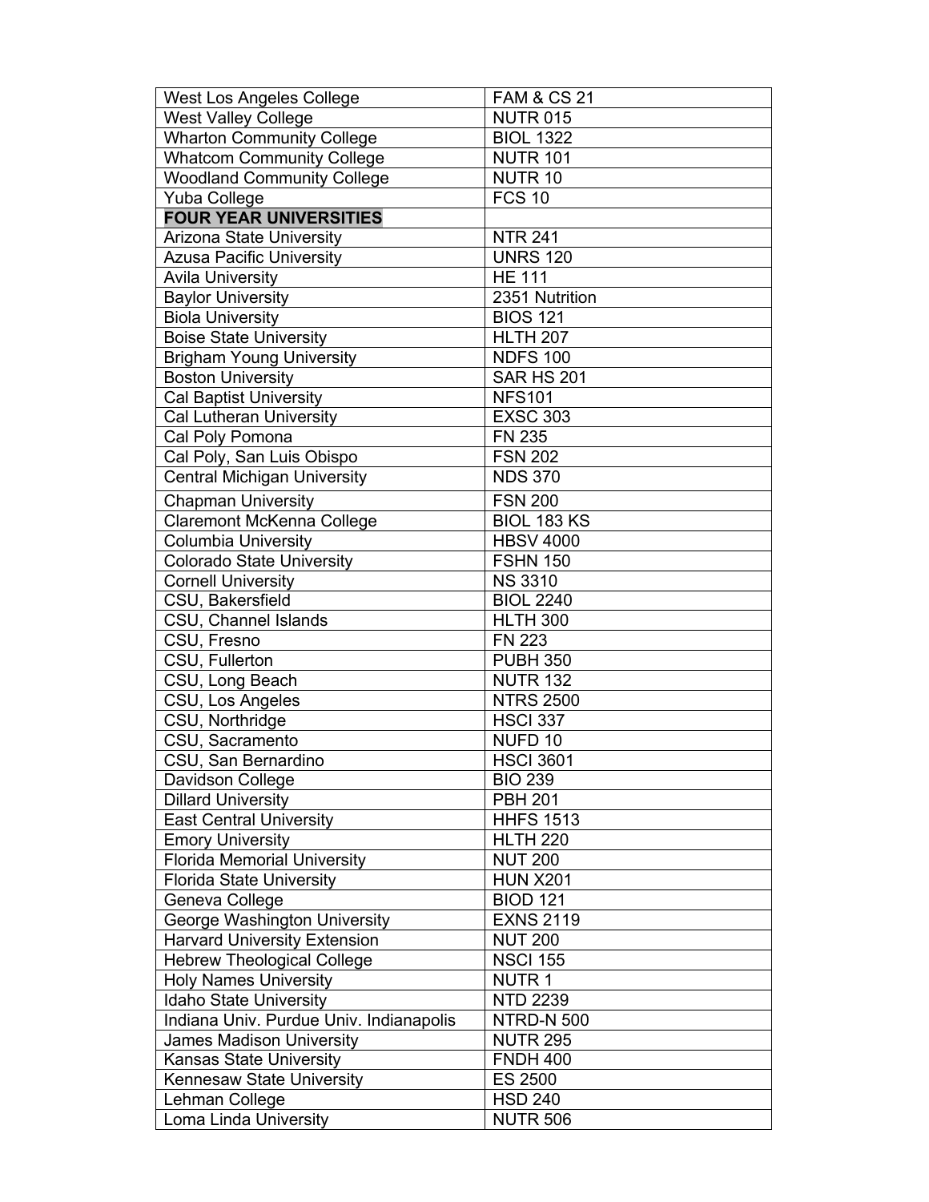| | |
|---|---|
| West Los Angeles College | FAM & CS 21 |
| West Valley College | NUTR 015 |
| Wharton Community College | BIOL 1322 |
| Whatcom Community College | NUTR 101 |
| Woodland Community College | NUTR 10 |
| Yuba College | FCS 10 |
| **FOUR YEAR UNIVERSITIES** | |
| Arizona State University | NTR 241 |
| Azusa Pacific University | UNRS 120 |
| Avila University | HE 111 |
| Baylor University | 2351 Nutrition |
| Biola University | BIOS 121 |
| Boise State University | HLTH 207 |
| Brigham Young University | NDFS 100 |
| Boston University | SAR HS 201 |
| Cal Baptist University | NFS101 |
| Cal Lutheran University | EXSC 303 |
| Cal Poly Pomona | FN 235 |
| Cal Poly, San Luis Obispo | FSN 202 |
| Central Michigan University | NDS 370 |
| Chapman University | FSN 200 |
| Claremont McKenna College | BIOL 183 KS |
| Columbia University | HBSV 4000 |
| Colorado State University | FSHN 150 |
| Cornell University | NS 3310 |
| CSU, Bakersfield | BIOL 2240 |
| CSU, Channel Islands | HLTH 300 |
| CSU, Fresno | FN 223 |
| CSU, Fullerton | PUBH 350 |
| CSU, Long Beach | NUTR 132 |
| CSU, Los Angeles | NTRS 2500 |
| CSU, Northridge | HSCI 337 |
| CSU, Sacramento | NUFD 10 |
| CSU, San Bernardino | HSCI 3601 |
| Davidson College | BIO 239 |
| Dillard University | PBH 201 |
| East Central University | HHFS 1513 |
| Emory University | HLTH 220 |
| Florida Memorial University | NUT 200 |
| Florida State University | HUN X201 |
| Geneva College | BIOD 121 |
| George Washington University | EXNS 2119 |
| Harvard University Extension | NUT 200 |
| Hebrew Theological College | NSCI 155 |
| Holy Names University | NUTR 1 |
| Idaho State University | NTD 2239 |
| Indiana Univ. Purdue Univ. Indianapolis | NTRD-N 500 |
| James Madison University | NUTR 295 |
| Kansas State University | FNDH 400 |
| Kennesaw State University | ES 2500 |
| Lehman College | HSD 240 |
| Loma Linda University | NUTR 506 |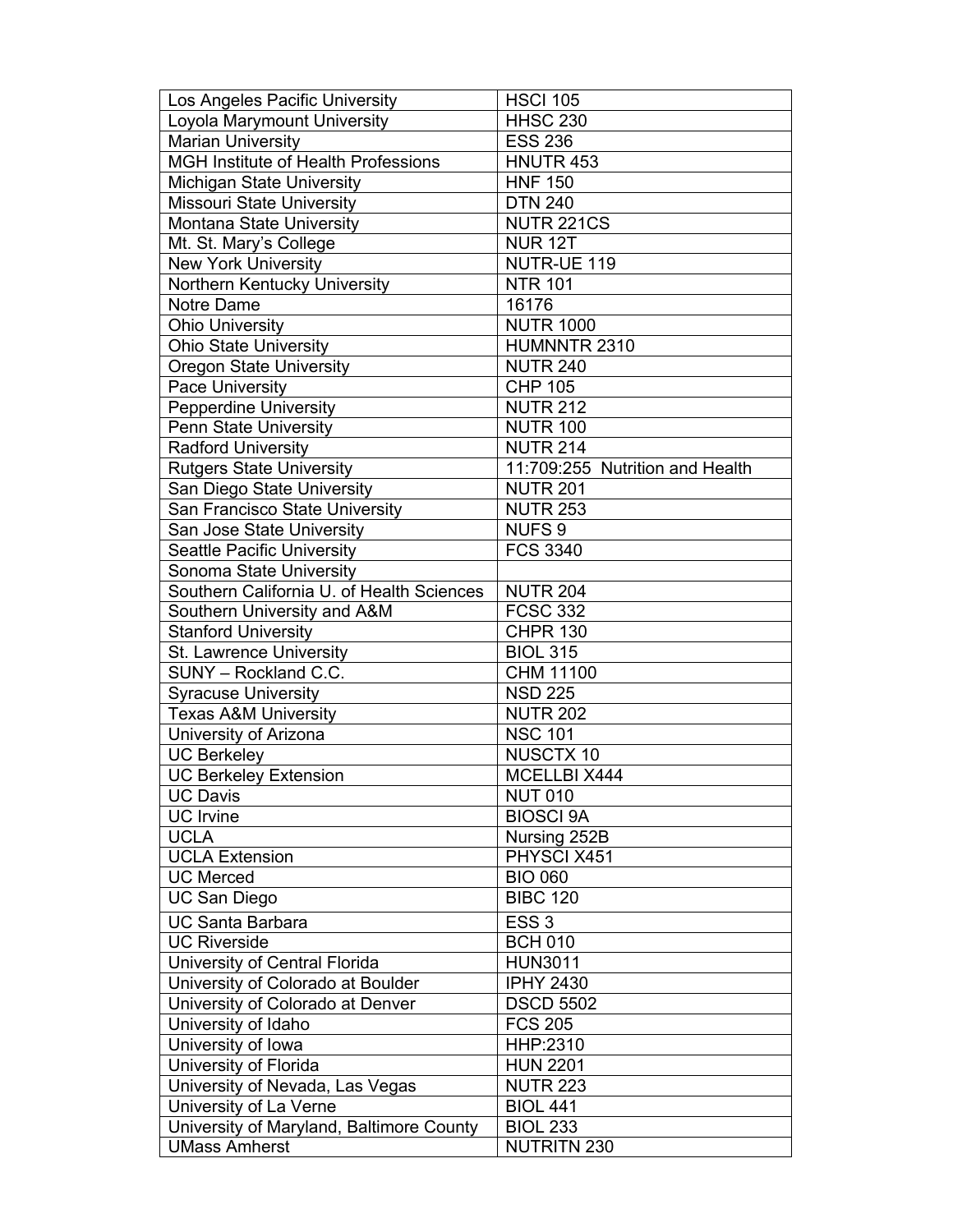| Los Angeles Pacific University | HSCI 105 |
|---|---|
| Loyola Marymount University | HHSC 230 |
| Marian University | ESS 236 |
| MGH Institute of Health Professions | HNUTR 453 |
| Michigan State University | HNF 150 |
| Missouri State University | DTN 240 |
| Montana State University | NUTR 221CS |
| Mt. St. Mary's College | NUR 12T |
| New York University | NUTR-UE 119 |
| Northern Kentucky University | NTR 101 |
| Notre Dame | 16176 |
| Ohio University | NUTR 1000 |
| Ohio State University | HUMNNTR 2310 |
| Oregon State University | NUTR 240 |
| Pace University | CHP 105 |
| Pepperdine University | NUTR 212 |
| Penn State University | NUTR 100 |
| Radford University | NUTR 214 |
| Rutgers State University | 11:709:255 Nutrition and Health |
| San Diego State University | NUTR 201 |
| San Francisco State University | NUTR 253 |
| San Jose State University | NUFS 9 |
| Seattle Pacific University | FCS 3340 |
| Sonoma State University | |
| Southern California U. of Health Sciences | NUTR 204 |
| Southern University and A&M | FCSC 332 |
| Stanford University | CHPR 130 |
| St. Lawrence University | BIOL 315 |
| SUNY – Rockland C.C. | CHM 11100 |
| Syracuse University | NSD 225 |
| Texas A&M University | NUTR 202 |
| University of Arizona | NSC 101 |
| UC Berkeley | NUSCTX 10 |
| UC Berkeley Extension | MCELLBI X444 |
| UC Davis | NUT 010 |
| UC Irvine | BIOSCI 9A |
| UCLA | Nursing 252B |
| UCLA Extension | PHYSCI X451 |
| UC Merced | BIO 060 |
| UC San Diego | BIBC 120 |
| UC Santa Barbara | ESS 3 |
| UC Riverside | BCH 010 |
| University of Central Florida | HUN3011 |
| University of Colorado at Boulder | IPHY 2430 |
| University of Colorado at Denver | DSCD 5502 |
| University of Idaho | FCS 205 |
| University of Iowa | HHP:2310 |
| University of Florida | HUN 2201 |
| University of Nevada, Las Vegas | NUTR 223 |
| University of La Verne | BIOL 441 |
| University of Maryland, Baltimore County | BIOL 233 |
| UMass Amherst | NUTRITN 230 |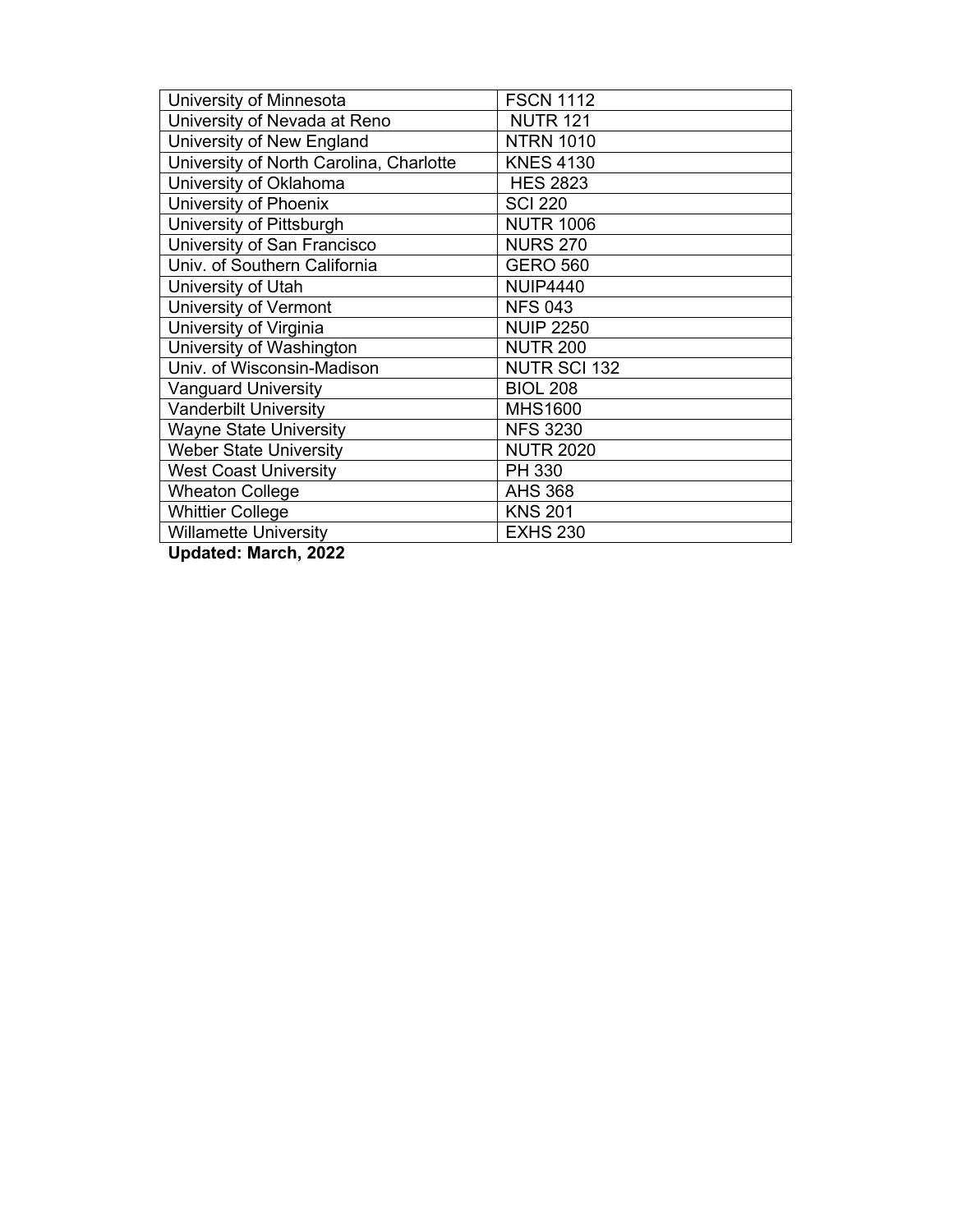| | |
|---|---|
| University of Minnesota | FSCN 1112 |
| University of Nevada at Reno | NUTR 121 |
| University of New England | NTRN 1010 |
| University of North Carolina, Charlotte | KNES 4130 |
| University of Oklahoma | HES 2823 |
| University of Phoenix | SCI 220 |
| University of Pittsburgh | NUTR 1006 |
| University of San Francisco | NURS 270 |
| Univ. of Southern California | GERO 560 |
| University of Utah | NUIP4440 |
| University of Vermont | NFS 043 |
| University of Virginia | NUIP 2250 |
| University of Washington | NUTR 200 |
| Univ. of Wisconsin-Madison | NUTR SCI 132 |
| Vanguard University | BIOL 208 |
| Vanderbilt University | MHS1600 |
| Wayne State University | NFS 3230 |
| Weber State University | NUTR 2020 |
| West Coast University | PH 330 |
| Wheaton College | AHS 368 |
| Whittier College | KNS 201 |
| Willamette University | EXHS 230 |

**Updated: March, 2022**